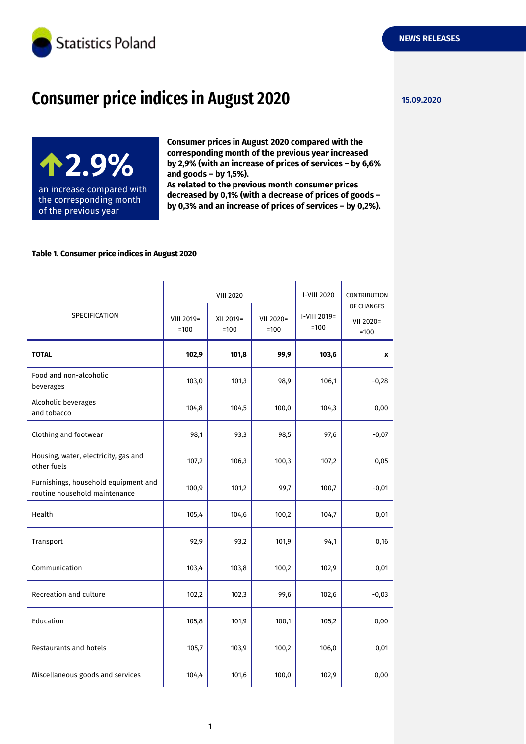Statistics Poland

NEWS RELEASES

15.09.2020

# Consumer price indices in August 2020

**2.9%**
an increase compared with the corresponding month of the previous year

**Consumer prices in August 2020 compared with the corresponding month of the previous year increased by 2,9% (with an increase of prices of services – by 6,6% and goods – by 1,5%).**
**As related to the previous month consumer prices decreased by 0,1% (with a decrease of prices of goods – by 0,3% and an increase of prices of services – by 0,2%).**

**Table 1. Consumer price indices in August 2020**

| SPECIFICATION | VIII 2020 | | | I-VIII 2020 | CONTRIBUTION OF CHANGES |
|---|---|---|---|---|---|
| | VIII 2019= =100 | XII 2019= =100 | VII 2020= =100 | I-VIII 2019= =100 | VII 2020= =100 |
| **TOTAL** | **102,9** | **101,8** | **99,9** | **103,6** | **x** |
| Food and non-alcoholic beverages | 103,0 | 101,3 | 98,9 | 106,1 | -0,28 |
| Alcoholic beverages and tobacco | 104,8 | 104,5 | 100,0 | 104,3 | 0,00 |
| Clothing and footwear | 98,1 | 93,3 | 98,5 | 97,6 | -0,07 |
| Housing, water, electricity, gas and other fuels | 107,2 | 106,3 | 100,3 | 107,2 | 0,05 |
| Furnishings, household equipment and routine household maintenance | 100,9 | 101,2 | 99,7 | 100,7 | -0,01 |
| Health | 105,4 | 104,6 | 100,2 | 104,7 | 0,01 |
| Transport | 92,9 | 93,2 | 101,9 | 94,1 | 0,16 |
| Communication | 103,4 | 103,8 | 100,2 | 102,9 | 0,01 |
| Recreation and culture | 102,2 | 102,3 | 99,6 | 102,6 | -0,03 |
| Education | 105,8 | 101,9 | 100,1 | 105,2 | 0,00 |
| Restaurants and hotels | 105,7 | 103,9 | 100,2 | 106,0 | 0,01 |
| Miscellaneous goods and services | 104,4 | 101,6 | 100,0 | 102,9 | 0,00 |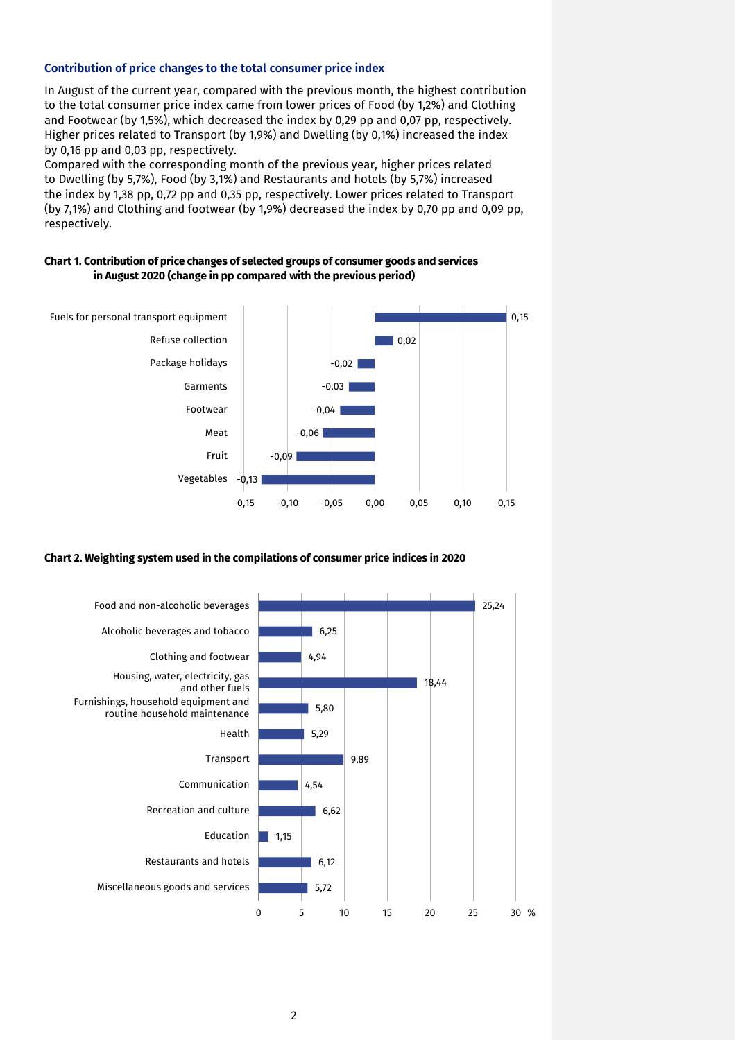### Contribution of price changes to the total consumer price index

In August of the current year, compared with the previous month, the highest contribution to the total consumer price index came from lower prices of Food (by 1,2%) and Clothing and Footwear (by 1,5%), which decreased the index by 0,29 pp and 0,07 pp, respectively. Higher prices related to Transport (by 1,9%) and Dwelling (by 0,1%) increased the index by 0,16 pp and 0,03 pp, respectively.

Compared with the corresponding month of the previous year, higher prices related to Dwelling (by 5,7%), Food (by 3,1%) and Restaurants and hotels (by 5,7%) increased the index by 1,38 pp, 0,72 pp and 0,35 pp, respectively. Lower prices related to Transport (by 7,1%) and Clothing and footwear (by 1,9%) decreased the index by 0,70 pp and 0,09 pp, respectively.

**Chart 1. Contribution of price changes of selected groups of consumer goods and services in August 2020 (change in pp compared with the previous period)**

| Group | Change in pp |
|---|---|
| Fuels for personal transport equipment | 0,15 |
| Refuse collection | 0,02 |
| Package holidays | -0,02 |
| Garments | -0,03 |
| Footwear | -0,04 |
| Meat | -0,06 |
| Fruit | -0,09 |
| Vegetables | -0,13 |

**Chart 2. Weighting system used in the compilations of consumer price indices in 2020**

| Group | % |
|---|---|
| Food and non-alcoholic beverages | 25,24 |
| Alcoholic beverages and tobacco | 6,25 |
| Clothing and footwear | 4,94 |
| Housing, water, electricity, gas and other fuels | 18,44 |
| Furnishings, household equipment and routine household maintenance | 5,80 |
| Health | 5,29 |
| Transport | 9,89 |
| Communication | 4,54 |
| Recreation and culture | 6,62 |
| Education | 1,15 |
| Restaurants and hotels | 6,12 |
| Miscellaneous goods and services | 5,72 |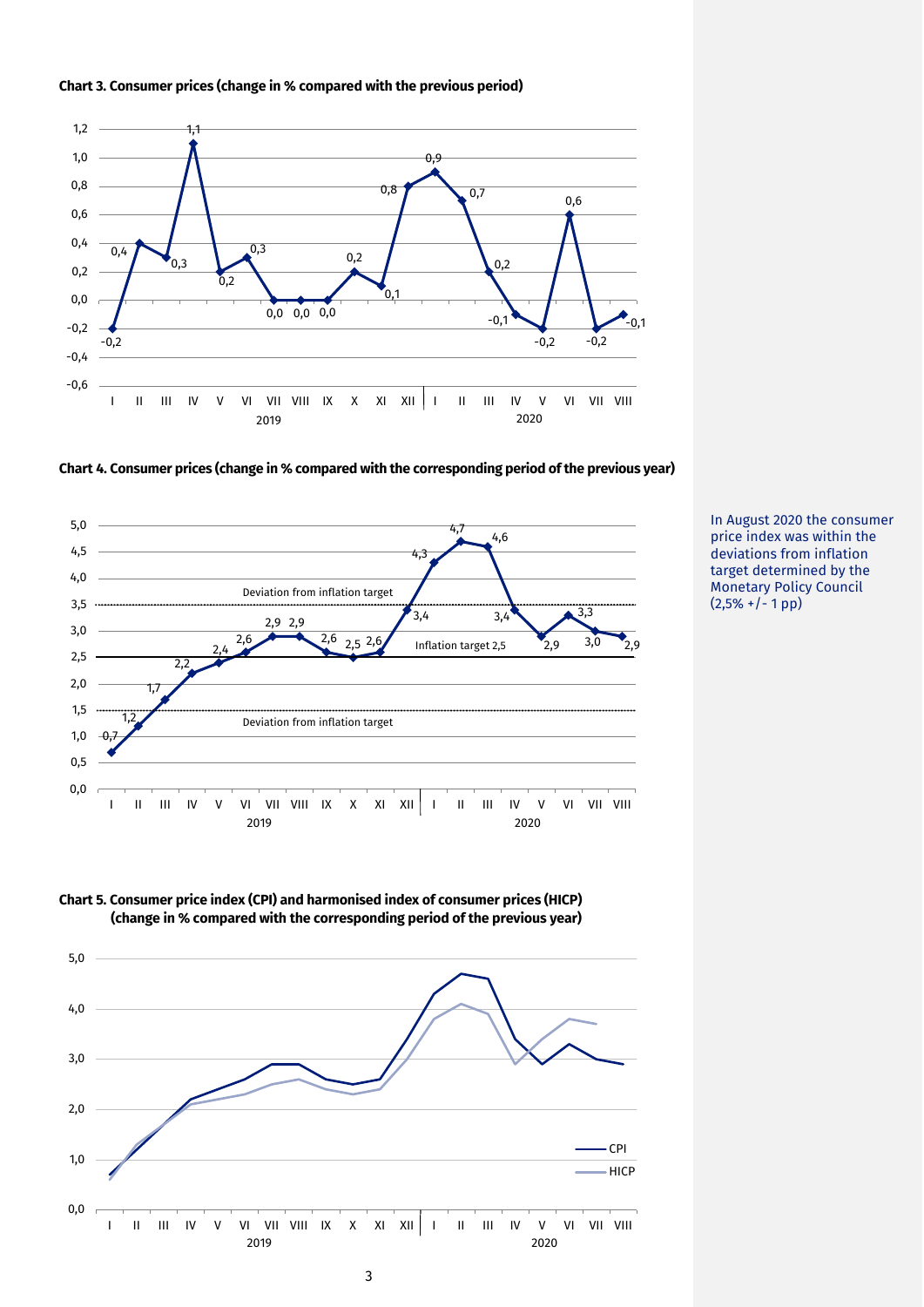**Chart 3. Consumer prices (change in % compared with the previous period)**

| | I | II | III | IV | V | VI | VII | VIII | IX | X | XI | XII |
|---|---|---|---|---|---|---|---|---|---|---|---|---|
| 2019 | -0,2 | 0,4 | 0,3 | 1,1 | 0,2 | 0,3 | 0,0 | 0,0 | 0,0 | 0,2 | 0,1 | 0,8 |
| 2020 | 0,9 | 0,7 | 0,2 | -0,1 | -0,2 | 0,6 | -0,2 | -0,1 | | | | |

**Chart 4. Consumer prices (change in % compared with the corresponding period of the previous year)**

| | I | II | III | IV | V | VI | VII | VIII | IX | X | XI | XII |
|---|---|---|---|---|---|---|---|---|---|---|---|---|
| 2019 | 0,7 | 1,2 | 1,7 | 2,2 | 2,4 | 2,6 | 2,9 | 2,9 | 2,6 | 2,5 | 2,6 | 3,4 |
| 2020 | 4,3 | 4,7 | 4,6 | 3,4 | 2,9 | 3,3 | 3,0 | 2,9 | | | | |

Inflation target 2,5; Deviation from inflation target: 1,5 and 3,5

In August 2020 the consumer price index was within the deviations from inflation target determined by the Monetary Policy Council (2,5% +/- 1 pp)

**Chart 5. Consumer price index (CPI) and harmonised index of consumer prices (HICP) (change in % compared with the corresponding period of the previous year)**

Legend: CPI, HICP (2019 I – 2020 VIII)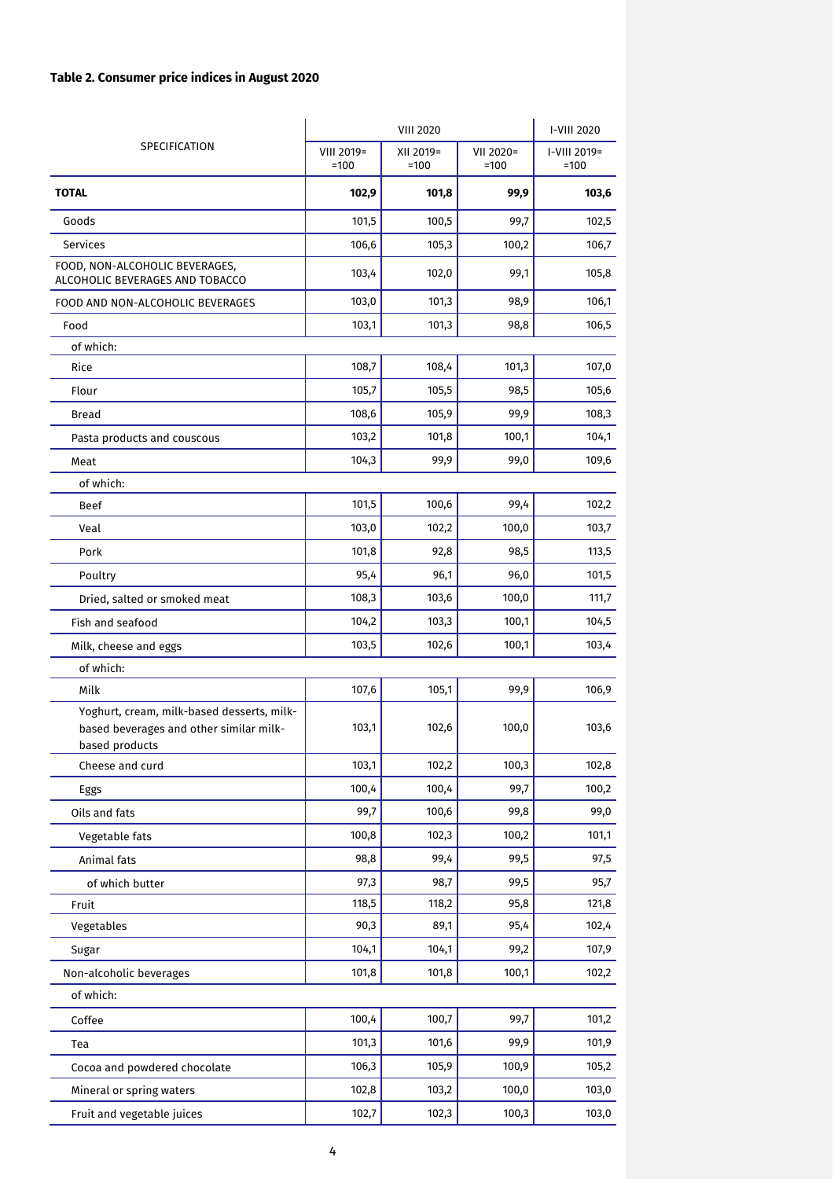**Table 2. Consumer price indices in August 2020**

| SPECIFICATION | VIII 2020 | | | I-VIII 2020 |
|---|---|---|---|---|
| | VIII 2019= =100 | XII 2019= =100 | VII 2020= =100 | I-VIII 2019= =100 |
| **TOTAL** | **102,9** | **101,8** | **99,9** | **103,6** |
| Goods | 101,5 | 100,5 | 99,7 | 102,5 |
| Services | 106,6 | 105,3 | 100,2 | 106,7 |
| FOOD, NON-ALCOHOLIC BEVERAGES, ALCOHOLIC BEVERAGES AND TOBACCO | 103,4 | 102,0 | 99,1 | 105,8 |
| FOOD AND NON-ALCOHOLIC BEVERAGES | 103,0 | 101,3 | 98,9 | 106,1 |
| Food | 103,1 | 101,3 | 98,8 | 106,5 |
| of which: | | | | |
| Rice | 108,7 | 108,4 | 101,3 | 107,0 |
| Flour | 105,7 | 105,5 | 98,5 | 105,6 |
| Bread | 108,6 | 105,9 | 99,9 | 108,3 |
| Pasta products and couscous | 103,2 | 101,8 | 100,1 | 104,1 |
| Meat | 104,3 | 99,9 | 99,0 | 109,6 |
| of which: | | | | |
| Beef | 101,5 | 100,6 | 99,4 | 102,2 |
| Veal | 103,0 | 102,2 | 100,0 | 103,7 |
| Pork | 101,8 | 92,8 | 98,5 | 113,5 |
| Poultry | 95,4 | 96,1 | 96,0 | 101,5 |
| Dried, salted or smoked meat | 108,3 | 103,6 | 100,0 | 111,7 |
| Fish and seafood | 104,2 | 103,3 | 100,1 | 104,5 |
| Milk, cheese and eggs | 103,5 | 102,6 | 100,1 | 103,4 |
| of which: | | | | |
| Milk | 107,6 | 105,1 | 99,9 | 106,9 |
| Yoghurt, cream, milk-based desserts, milk-based beverages and other similar milk-based products | 103,1 | 102,6 | 100,0 | 103,6 |
| Cheese and curd | 103,1 | 102,2 | 100,3 | 102,8 |
| Eggs | 100,4 | 100,4 | 99,7 | 100,2 |
| Oils and fats | 99,7 | 100,6 | 99,8 | 99,0 |
| Vegetable fats | 100,8 | 102,3 | 100,2 | 101,1 |
| Animal fats | 98,8 | 99,4 | 99,5 | 97,5 |
| of which butter | 97,3 | 98,7 | 99,5 | 95,7 |
| Fruit | 118,5 | 118,2 | 95,8 | 121,8 |
| Vegetables | 90,3 | 89,1 | 95,4 | 102,4 |
| Sugar | 104,1 | 104,1 | 99,2 | 107,9 |
| Non-alcoholic beverages | 101,8 | 101,8 | 100,1 | 102,2 |
| of which: | | | | |
| Coffee | 100,4 | 100,7 | 99,7 | 101,2 |
| Tea | 101,3 | 101,6 | 99,9 | 101,9 |
| Cocoa and powdered chocolate | 106,3 | 105,9 | 100,9 | 105,2 |
| Mineral or spring waters | 102,8 | 103,2 | 100,0 | 103,0 |
| Fruit and vegetable juices | 102,7 | 102,3 | 100,3 | 103,0 |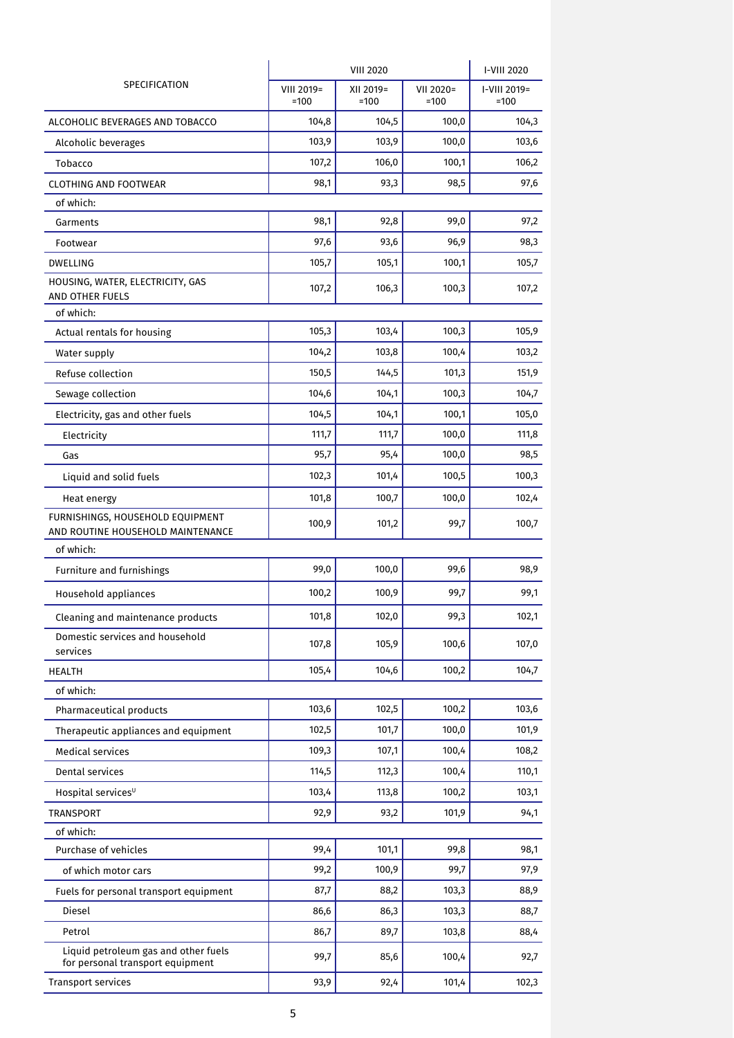| SPECIFICATION | VIII 2020 | | | I-VIII 2020 |
|---|---|---|---|---|
| | VIII 2019= =100 | XII 2019= =100 | VII 2020= =100 | I-VIII 2019= =100 |
| ALCOHOLIC BEVERAGES AND TOBACCO | 104,8 | 104,5 | 100,0 | 104,3 |
| Alcoholic beverages | 103,9 | 103,9 | 100,0 | 103,6 |
| Tobacco | 107,2 | 106,0 | 100,1 | 106,2 |
| CLOTHING AND FOOTWEAR | 98,1 | 93,3 | 98,5 | 97,6 |
| of which: | | | | |
| Garments | 98,1 | 92,8 | 99,0 | 97,2 |
| Footwear | 97,6 | 93,6 | 96,9 | 98,3 |
| DWELLING | 105,7 | 105,1 | 100,1 | 105,7 |
| HOUSING, WATER, ELECTRICITY, GAS AND OTHER FUELS | 107,2 | 106,3 | 100,3 | 107,2 |
| of which: | | | | |
| Actual rentals for housing | 105,3 | 103,4 | 100,3 | 105,9 |
| Water supply | 104,2 | 103,8 | 100,4 | 103,2 |
| Refuse collection | 150,5 | 144,5 | 101,3 | 151,9 |
| Sewage collection | 104,6 | 104,1 | 100,3 | 104,7 |
| Electricity, gas and other fuels | 104,5 | 104,1 | 100,1 | 105,0 |
| Electricity | 111,7 | 111,7 | 100,0 | 111,8 |
| Gas | 95,7 | 95,4 | 100,0 | 98,5 |
| Liquid and solid fuels | 102,3 | 101,4 | 100,5 | 100,3 |
| Heat energy | 101,8 | 100,7 | 100,0 | 102,4 |
| FURNISHINGS, HOUSEHOLD EQUIPMENT AND ROUTINE HOUSEHOLD MAINTENANCE | 100,9 | 101,2 | 99,7 | 100,7 |
| of which: | | | | |
| Furniture and furnishings | 99,0 | 100,0 | 99,6 | 98,9 |
| Household appliances | 100,2 | 100,9 | 99,7 | 99,1 |
| Cleaning and maintenance products | 101,8 | 102,0 | 99,3 | 102,1 |
| Domestic services and household services | 107,8 | 105,9 | 100,6 | 107,0 |
| HEALTH | 105,4 | 104,6 | 100,2 | 104,7 |
| of which: | | | | |
| Pharmaceutical products | 103,6 | 102,5 | 100,2 | 103,6 |
| Therapeutic appliances and equipment | 102,5 | 101,7 | 100,0 | 101,9 |
| Medical services | 109,3 | 107,1 | 100,4 | 108,2 |
| Dental services | 114,5 | 112,3 | 100,4 | 110,1 |
| Hospital services[U] | 103,4 | 113,8 | 100,2 | 103,1 |
| TRANSPORT | 92,9 | 93,2 | 101,9 | 94,1 |
| of which: | | | | |
| Purchase of vehicles | 99,4 | 101,1 | 99,8 | 98,1 |
| of which motor cars | 99,2 | 100,9 | 99,7 | 97,9 |
| Fuels for personal transport equipment | 87,7 | 88,2 | 103,3 | 88,9 |
| Diesel | 86,6 | 86,3 | 103,3 | 88,7 |
| Petrol | 86,7 | 89,7 | 103,8 | 88,4 |
| Liquid petroleum gas and other fuels for personal transport equipment | 99,7 | 85,6 | 100,4 | 92,7 |
| Transport services | 93,9 | 92,4 | 101,4 | 102,3 |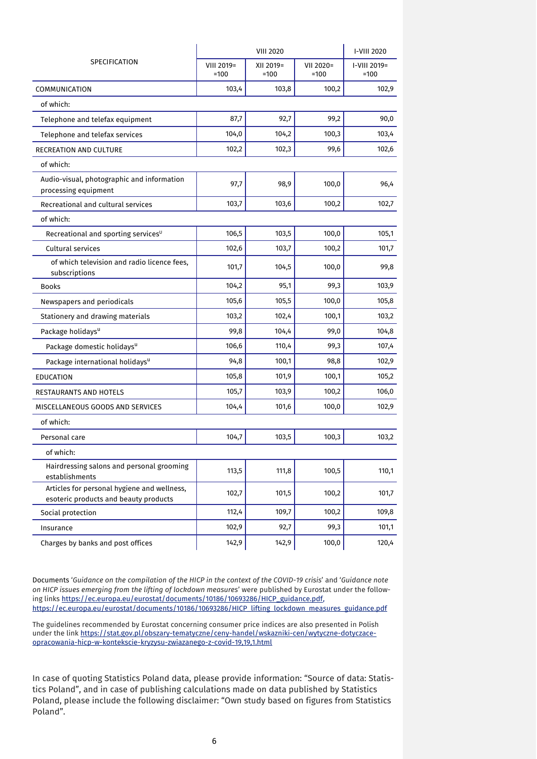| SPECIFICATION | VIII 2020 | | | I-VIII 2020 |
|---|---|---|---|---|
| | VIII 2019= =100 | XII 2019= =100 | VII 2020= =100 | I-VIII 2019= =100 |
| COMMUNICATION | 103,4 | 103,8 | 100,2 | 102,9 |
| of which: | | | | |
| Telephone and telefax equipment | 87,7 | 92,7 | 99,2 | 90,0 |
| Telephone and telefax services | 104,0 | 104,2 | 100,3 | 103,4 |
| RECREATION AND CULTURE | 102,2 | 102,3 | 99,6 | 102,6 |
| of which: | | | | |
| Audio-visual, photographic and information processing equipment | 97,7 | 98,9 | 100,0 | 96,4 |
| Recreational and cultural services | 103,7 | 103,6 | 100,2 | 102,7 |
| of which: | | | | |
| Recreational and sporting services[u] | 106,5 | 103,5 | 100,0 | 105,1 |
| Cultural services | 102,6 | 103,7 | 100,2 | 101,7 |
| of which television and radio licence fees, subscriptions | 101,7 | 104,5 | 100,0 | 99,8 |
| Books | 104,2 | 95,1 | 99,3 | 103,9 |
| Newspapers and periodicals | 105,6 | 105,5 | 100,0 | 105,8 |
| Stationery and drawing materials | 103,2 | 102,4 | 100,1 | 103,2 |
| Package holidays[u] | 99,8 | 104,4 | 99,0 | 104,8 |
| Package domestic holidays[u] | 106,6 | 110,4 | 99,3 | 107,4 |
| Package international holidays[u] | 94,8 | 100,1 | 98,8 | 102,9 |
| EDUCATION | 105,8 | 101,9 | 100,1 | 105,2 |
| RESTAURANTS AND HOTELS | 105,7 | 103,9 | 100,2 | 106,0 |
| MISCELLANEOUS GOODS AND SERVICES | 104,4 | 101,6 | 100,0 | 102,9 |
| of which: | | | | |
| Personal care | 104,7 | 103,5 | 100,3 | 103,2 |
| of which: | | | | |
| Hairdressing salons and personal grooming establishments | 113,5 | 111,8 | 100,5 | 110,1 |
| Articles for personal hygiene and wellness, esoteric products and beauty products | 102,7 | 101,5 | 100,2 | 101,7 |
| Social protection | 112,4 | 109,7 | 100,2 | 109,8 |
| Insurance | 102,9 | 92,7 | 99,3 | 101,1 |
| Charges by banks and post offices | 142,9 | 142,9 | 100,0 | 120,4 |

Documents '*Guidance on the compilation of the HICP in the context of the COVID-19 crisis*' and '*Guidance note on HICP issues emerging from the lifting of lockdown measures*' were published by Eurostat under the following links https://ec.europa.eu/eurostat/documents/10186/10693286/HICP_guidance.pdf, https://ec.europa.eu/eurostat/documents/10186/10693286/HICP_lifting_lockdown_measures_guidance.pdf

The guidelines recommended by Eurostat concerning consumer price indices are also presented in Polish under the link https://stat.gov.pl/obszary-tematyczne/ceny-handel/wskazniki-cen/wytyczne-dotyczace-opracowania-hicp-w-kontekscie-kryzysu-zwiazanego-z-covid-19,19,1.html

In case of quoting Statistics Poland data, please provide information: "Source of data: Statistics Poland", and in case of publishing calculations made on data published by Statistics Poland, please include the following disclaimer: "Own study based on figures from Statistics Poland".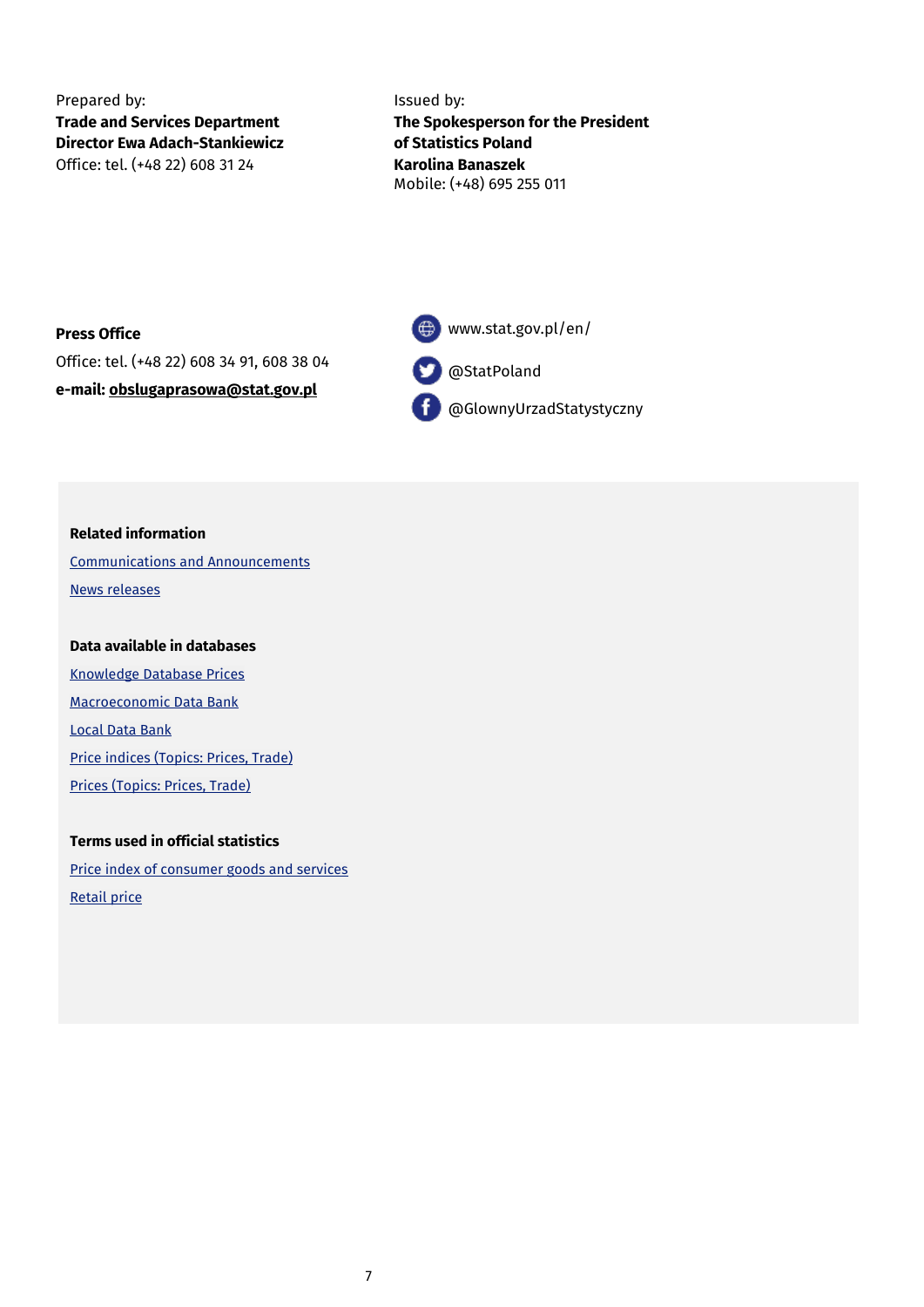Prepared by:
**Trade and Services Department**
**Director Ewa Adach-Stankiewicz**
Office: tel. (+48 22) 608 31 24

Issued by:
**The Spokesperson for the President of Statistics Poland**
**Karolina Banaszek**
Mobile: (+48) 695 255 011

**Press Office**

Office: tel. (+48 22) 608 34 91, 608 38 04

**e-mail: obslugaprasowa@stat.gov.pl**

www.stat.gov.pl/en/

@StatPoland

@GlownyUrzadStatystyczny

**Related information**

Communications and Announcements

News releases

**Data available in databases**

Knowledge Database Prices

Macroeconomic Data Bank

Local Data Bank

Price indices (Topics: Prices, Trade)

Prices (Topics: Prices, Trade)

**Terms used in official statistics**

Price index of consumer goods and services

Retail price